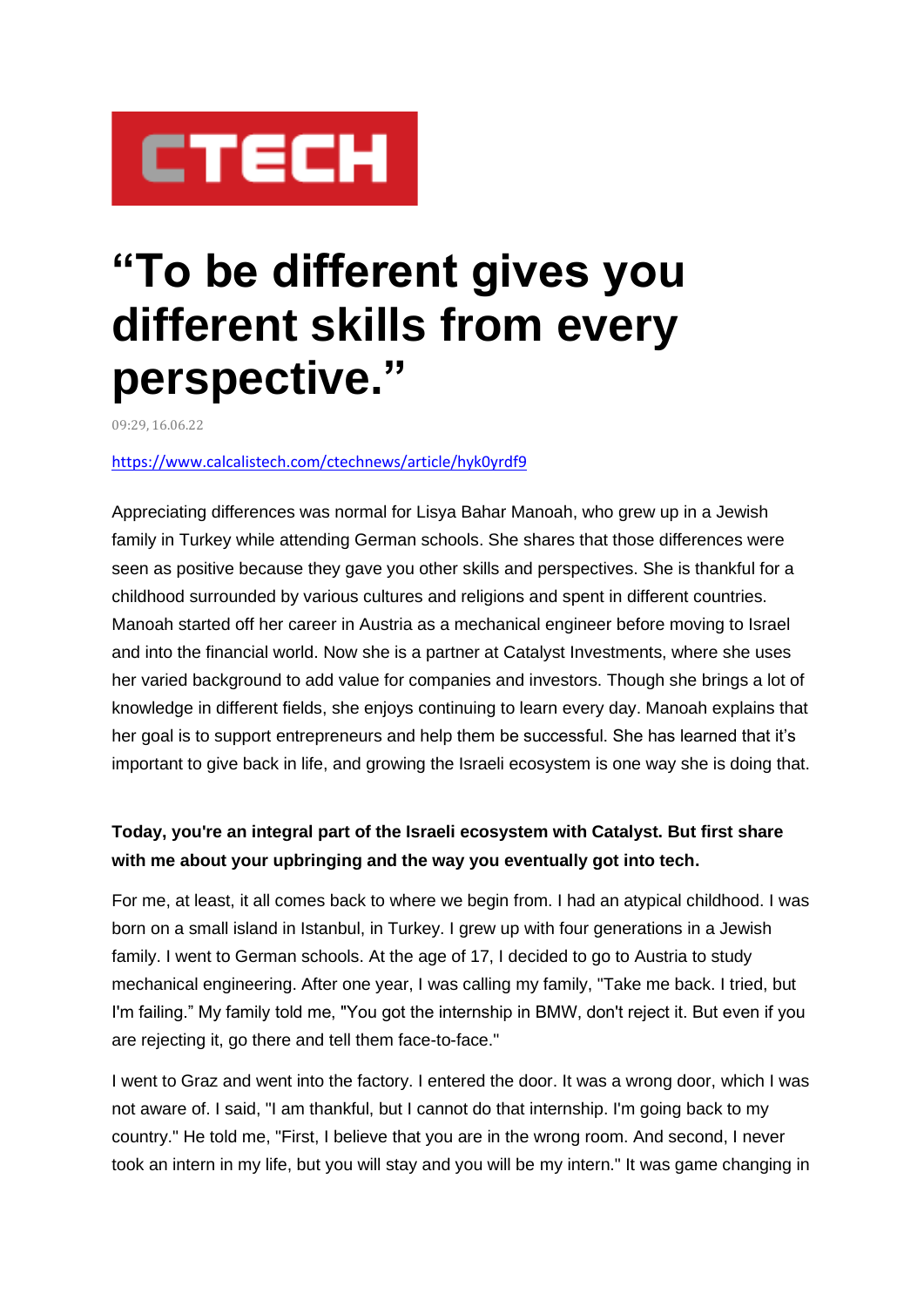CTECH

# “To be different gives you different skills from every perspective.”

09:29, 16.06.22

https://www.calcalistech.com/ctechnews/article/hyk0yrdf9

Appreciating differences was normal for Lisya Bahar Manoah, who grew up in a Jewish family in Turkey while attending German schools. She shares that those differences were seen as positive because they gave you other skills and perspectives. She is thankful for a childhood surrounded by various cultures and religions and spent in different countries. Manoah started off her career in Austria as a mechanical engineer before moving to Israel and into the financial world. Now she is a partner at Catalyst Investments, where she uses her varied background to add value for companies and investors. Though she brings a lot of knowledge in different fields, she enjoys continuing to learn every day. Manoah explains that her goal is to support entrepreneurs and help them be successful. She has learned that it’s important to give back in life, and growing the Israeli ecosystem is one way she is doing that.

**Today, you're an integral part of the Israeli ecosystem with Catalyst. But first share with me about your upbringing and the way you eventually got into tech.**

For me, at least, it all comes back to where we begin from. I had an atypical childhood. I was born on a small island in Istanbul, in Turkey. I grew up with four generations in a Jewish family. I went to German schools. At the age of 17, I decided to go to Austria to study mechanical engineering. After one year, I was calling my family, "Take me back. I tried, but I'm failing.” My family told me, "You got the internship in BMW, don't reject it. But even if you are rejecting it, go there and tell them face-to-face."

I went to Graz and went into the factory. I entered the door. It was a wrong door, which I was not aware of. I said, "I am thankful, but I cannot do that internship. I'm going back to my country." He told me, "First, I believe that you are in the wrong room. And second, I never took an intern in my life, but you will stay and you will be my intern." It was game changing in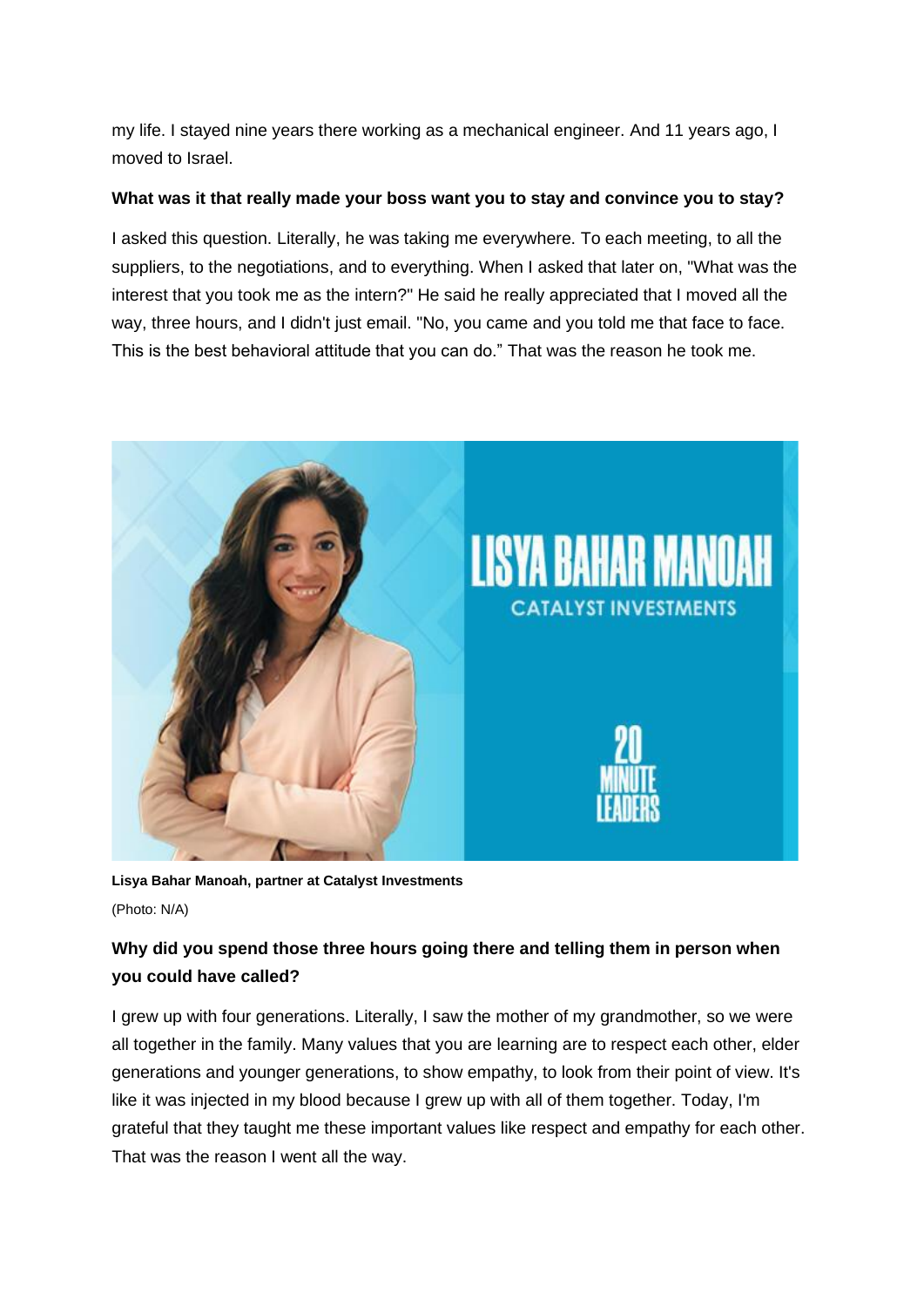my life. I stayed nine years there working as a mechanical engineer. And 11 years ago, I moved to Israel.

**What was it that really made your boss want you to stay and convince you to stay?**

I asked this question. Literally, he was taking me everywhere. To each meeting, to all the suppliers, to the negotiations, and to everything. When I asked that later on, "What was the interest that you took me as the intern?" He said he really appreciated that I moved all the way, three hours, and I didn't just email. "No, you came and you told me that face to face. This is the best behavioral attitude that you can do." That was the reason he took me.

**Lisya Bahar Manoah, partner at Catalyst Investments**

(Photo: N/A)

**Why did you spend those three hours going there and telling them in person when you could have called?**

I grew up with four generations. Literally, I saw the mother of my grandmother, so we were all together in the family. Many values that you are learning are to respect each other, elder generations and younger generations, to show empathy, to look from their point of view. It's like it was injected in my blood because I grew up with all of them together. Today, I'm grateful that they taught me these important values like respect and empathy for each other. That was the reason I went all the way.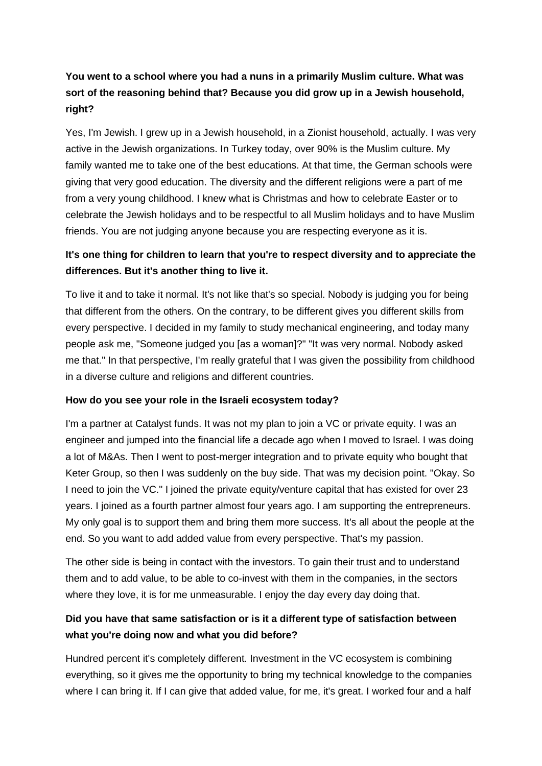**You went to a school where you had a nuns in a primarily Muslim culture. What was sort of the reasoning behind that? Because you did grow up in a Jewish household, right?**

Yes, I'm Jewish. I grew up in a Jewish household, in a Zionist household, actually. I was very active in the Jewish organizations. In Turkey today, over 90% is the Muslim culture. My family wanted me to take one of the best educations. At that time, the German schools were giving that very good education. The diversity and the different religions were a part of me from a very young childhood. I knew what is Christmas and how to celebrate Easter or to celebrate the Jewish holidays and to be respectful to all Muslim holidays and to have Muslim friends. You are not judging anyone because you are respecting everyone as it is.

**It's one thing for children to learn that you're to respect diversity and to appreciate the differences. But it's another thing to live it.**

To live it and to take it normal. It's not like that's so special. Nobody is judging you for being that different from the others. On the contrary, to be different gives you different skills from every perspective. I decided in my family to study mechanical engineering, and today many people ask me, "Someone judged you [as a woman]?" "It was very normal. Nobody asked me that." In that perspective, I'm really grateful that I was given the possibility from childhood in a diverse culture and religions and different countries.

**How do you see your role in the Israeli ecosystem today?**

I'm a partner at Catalyst funds. It was not my plan to join a VC or private equity. I was an engineer and jumped into the financial life a decade ago when I moved to Israel. I was doing a lot of M&As. Then I went to post-merger integration and to private equity who bought that Keter Group, so then I was suddenly on the buy side. That was my decision point. "Okay. So I need to join the VC." I joined the private equity/venture capital that has existed for over 23 years. I joined as a fourth partner almost four years ago. I am supporting the entrepreneurs. My only goal is to support them and bring them more success. It's all about the people at the end. So you want to add added value from every perspective. That's my passion.

The other side is being in contact with the investors. To gain their trust and to understand them and to add value, to be able to co-invest with them in the companies, in the sectors where they love, it is for me unmeasurable. I enjoy the day every day doing that.

**Did you have that same satisfaction or is it a different type of satisfaction between what you're doing now and what you did before?**

Hundred percent it's completely different. Investment in the VC ecosystem is combining everything, so it gives me the opportunity to bring my technical knowledge to the companies where I can bring it. If I can give that added value, for me, it's great. I worked four and a half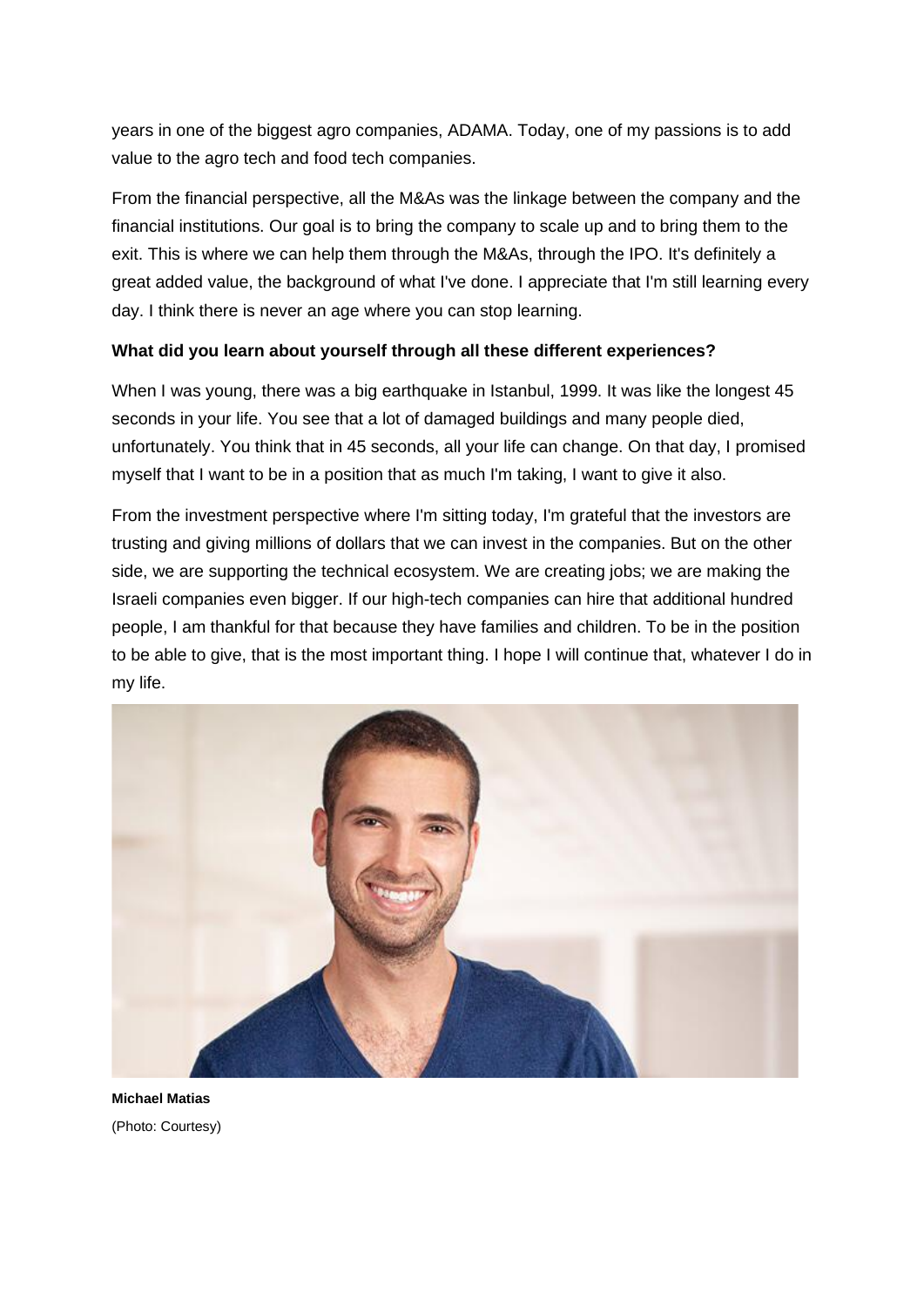years in one of the biggest agro companies, ADAMA. Today, one of my passions is to add value to the agro tech and food tech companies.

From the financial perspective, all the M&As was the linkage between the company and the financial institutions. Our goal is to bring the company to scale up and to bring them to the exit. This is where we can help them through the M&As, through the IPO. It's definitely a great added value, the background of what I've done. I appreciate that I'm still learning every day. I think there is never an age where you can stop learning.

**What did you learn about yourself through all these different experiences?**

When I was young, there was a big earthquake in Istanbul, 1999. It was like the longest 45 seconds in your life. You see that a lot of damaged buildings and many people died, unfortunately. You think that in 45 seconds, all your life can change. On that day, I promised myself that I want to be in a position that as much I'm taking, I want to give it also.

From the investment perspective where I'm sitting today, I'm grateful that the investors are trusting and giving millions of dollars that we can invest in the companies. But on the other side, we are supporting the technical ecosystem. We are creating jobs; we are making the Israeli companies even bigger. If our high-tech companies can hire that additional hundred people, I am thankful for that because they have families and children. To be in the position to be able to give, that is the most important thing. I hope I will continue that, whatever I do in my life.

**Michael Matias**
(Photo: Courtesy)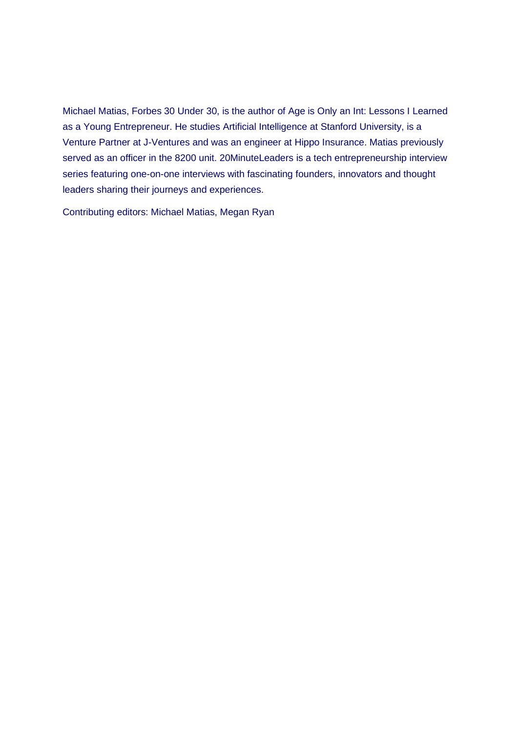Michael Matias, Forbes 30 Under 30, is the author of Age is Only an Int: Lessons I Learned as a Young Entrepreneur. He studies Artificial Intelligence at Stanford University, is a Venture Partner at J-Ventures and was an engineer at Hippo Insurance. Matias previously served as an officer in the 8200 unit. 20MinuteLeaders is a tech entrepreneurship interview series featuring one-on-one interviews with fascinating founders, innovators and thought leaders sharing their journeys and experiences.

Contributing editors: Michael Matias, Megan Ryan